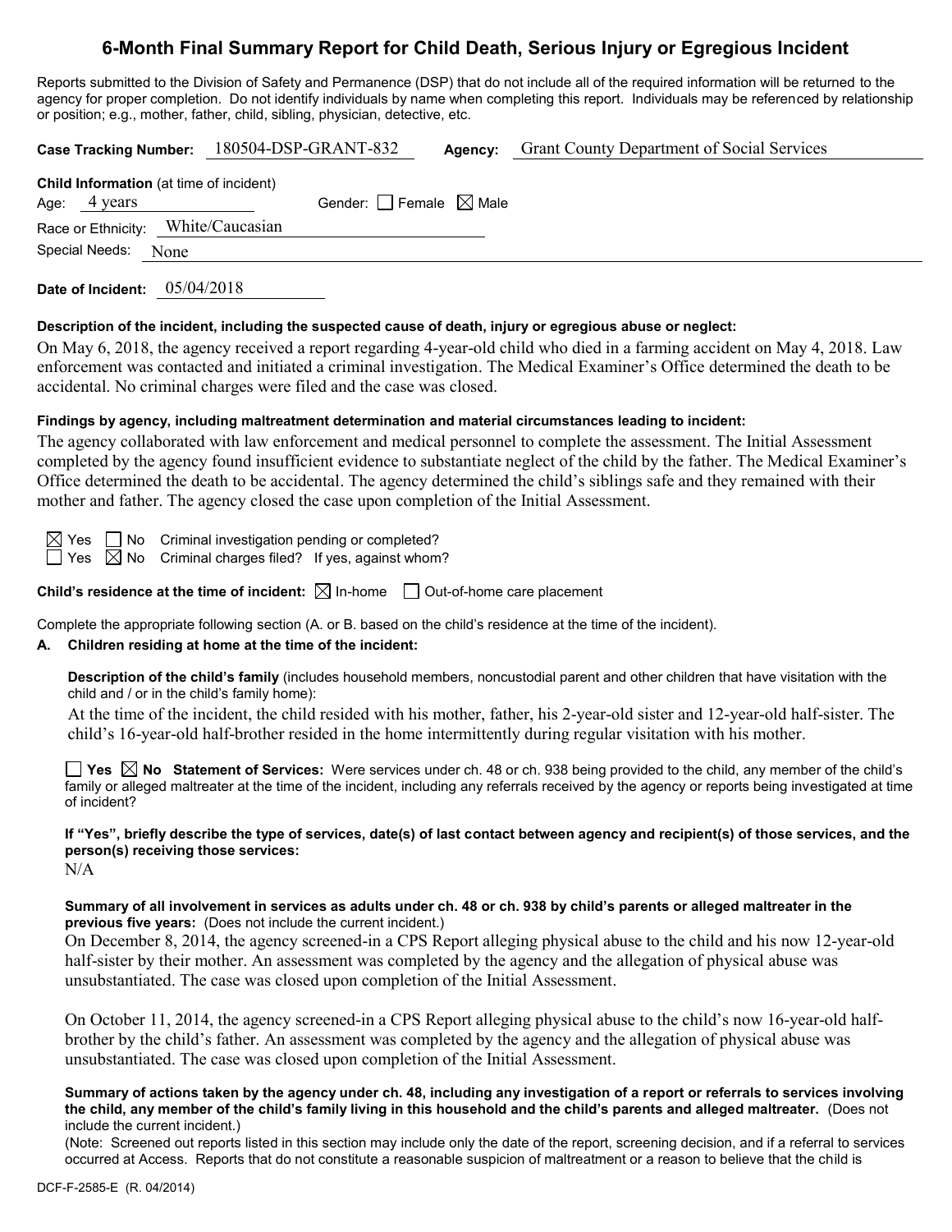# 6-Month Final Summary Report for Child Death, Serious Injury or Egregious Incident

Reports submitted to the Division of Safety and Permanence (DSP) that do not include all of the required information will be returned to the agency for proper completion. Do not identify individuals by name when completing this report. Individuals may be referenced by relationship or position; e.g., mother, father, child, sibling, physician, detective, etc.

**Case Tracking Number:** 180504-DSP-GRANT-832 **Agency:** Grant County Department of Social Services

**Child Information** (at time of incident)
Age: 4 years Gender: ☐ Female ☒ Male
Race or Ethnicity: White/Caucasian
Special Needs: None

**Date of Incident:** 05/04/2018

**Description of the incident, including the suspected cause of death, injury or egregious abuse or neglect:**
On May 6, 2018, the agency received a report regarding 4-year-old child who died in a farming accident on May 4, 2018. Law enforcement was contacted and initiated a criminal investigation. The Medical Examiner's Office determined the death to be accidental. No criminal charges were filed and the case was closed.

**Findings by agency, including maltreatment determination and material circumstances leading to incident:**
The agency collaborated with law enforcement and medical personnel to complete the assessment. The Initial Assessment completed by the agency found insufficient evidence to substantiate neglect of the child by the father. The Medical Examiner's Office determined the death to be accidental. The agency determined the child's siblings safe and they remained with their mother and father. The agency closed the case upon completion of the Initial Assessment.

☒ Yes ☐ No Criminal investigation pending or completed?
☐ Yes ☒ No Criminal charges filed? If yes, against whom?

**Child's residence at the time of incident:** ☒ In-home ☐ Out-of-home care placement

Complete the appropriate following section (A. or B. based on the child's residence at the time of the incident).

**A. Children residing at home at the time of the incident:**

**Description of the child's family** (includes household members, noncustodial parent and other children that have visitation with the child and / or in the child's family home):
At the time of the incident, the child resided with his mother, father, his 2-year-old sister and 12-year-old half-sister. The child's 16-year-old half-brother resided in the home intermittently during regular visitation with his mother.

☐ **Yes** ☒ **No Statement of Services:** Were services under ch. 48 or ch. 938 being provided to the child, any member of the child's family or alleged maltreater at the time of the incident, including any referrals received by the agency or reports being investigated at time of incident?

**If "Yes", briefly describe the type of services, date(s) of last contact between agency and recipient(s) of those services, and the person(s) receiving those services:**
N/A

**Summary of all involvement in services as adults under ch. 48 or ch. 938 by child's parents or alleged maltreater in the previous five years:** (Does not include the current incident.)
On December 8, 2014, the agency screened-in a CPS Report alleging physical abuse to the child and his now 12-year-old half-sister by their mother. An assessment was completed by the agency and the allegation of physical abuse was unsubstantiated. The case was closed upon completion of the Initial Assessment.

On October 11, 2014, the agency screened-in a CPS Report alleging physical abuse to the child's now 16-year-old half-brother by the child's father. An assessment was completed by the agency and the allegation of physical abuse was unsubstantiated. The case was closed upon completion of the Initial Assessment.

**Summary of actions taken by the agency under ch. 48, including any investigation of a report or referrals to services involving the child, any member of the child's family living in this household and the child's parents and alleged maltreater.** (Does not include the current incident.)
(Note: Screened out reports listed in this section may include only the date of the report, screening decision, and if a referral to services occurred at Access. Reports that do not constitute a reasonable suspicion of maltreatment or a reason to believe that the child is

DCF-F-2585-E (R. 04/2014)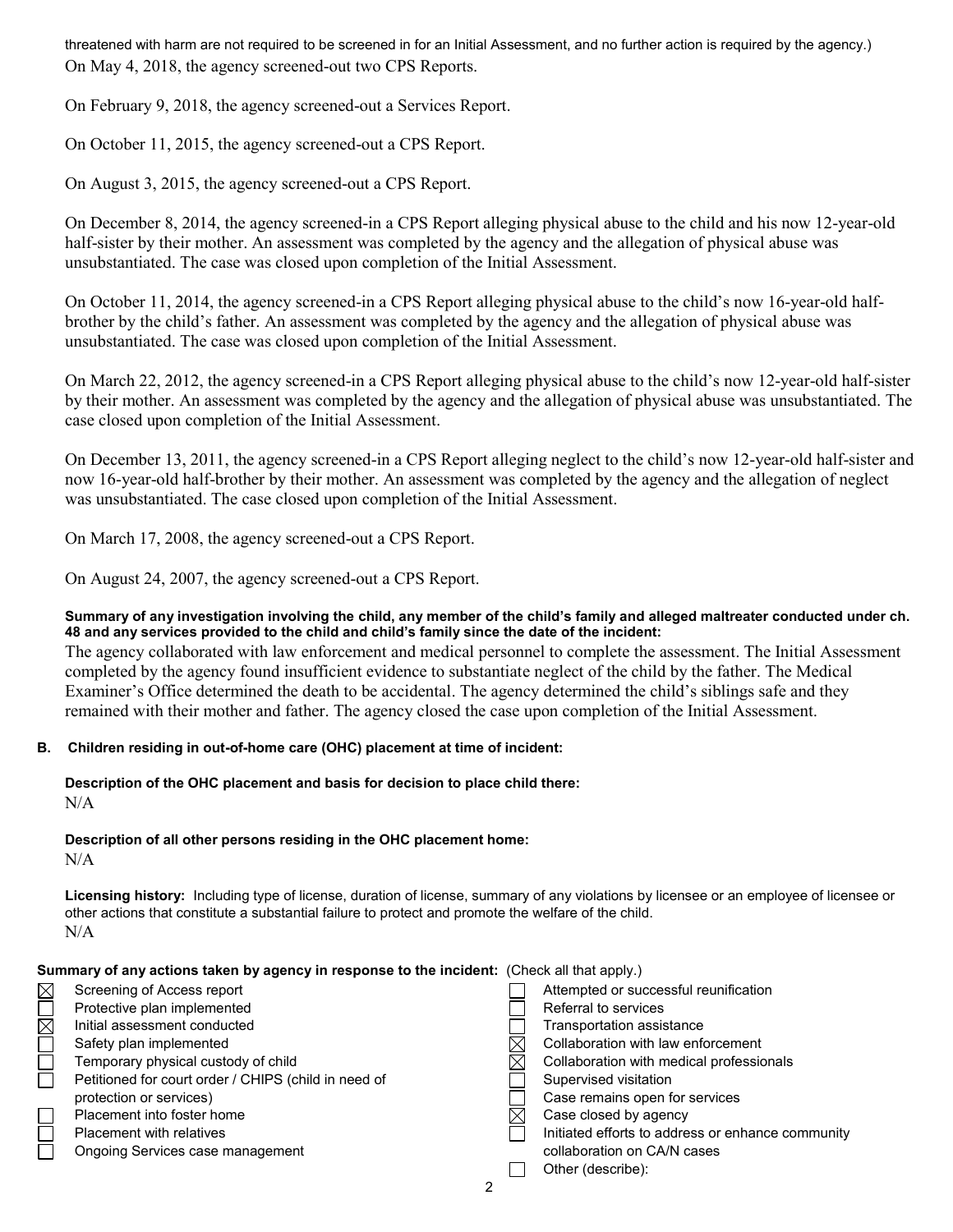threatened with harm are not required to be screened in for an Initial Assessment, and no further action is required by the agency.)

On May 4, 2018, the agency screened-out two CPS Reports.

On February 9, 2018, the agency screened-out a Services Report.

On October 11, 2015, the agency screened-out a CPS Report.

On August 3, 2015, the agency screened-out a CPS Report.

On December 8, 2014, the agency screened-in a CPS Report alleging physical abuse to the child and his now 12-year-old half-sister by their mother. An assessment was completed by the agency and the allegation of physical abuse was unsubstantiated. The case was closed upon completion of the Initial Assessment.

On October 11, 2014, the agency screened-in a CPS Report alleging physical abuse to the child's now 16-year-old half-brother by the child's father. An assessment was completed by the agency and the allegation of physical abuse was unsubstantiated. The case was closed upon completion of the Initial Assessment.

On March 22, 2012, the agency screened-in a CPS Report alleging physical abuse to the child's now 12-year-old half-sister by their mother. An assessment was completed by the agency and the allegation of physical abuse was unsubstantiated. The case closed upon completion of the Initial Assessment.

On December 13, 2011, the agency screened-in a CPS Report alleging neglect to the child's now 12-year-old half-sister and now 16-year-old half-brother by their mother. An assessment was completed by the agency and the allegation of neglect was unsubstantiated. The case closed upon completion of the Initial Assessment.

On March 17, 2008, the agency screened-out a CPS Report.

On August 24, 2007, the agency screened-out a CPS Report.

**Summary of any investigation involving the child, any member of the child's family and alleged maltreater conducted under ch. 48 and any services provided to the child and child's family since the date of the incident:**

The agency collaborated with law enforcement and medical personnel to complete the assessment. The Initial Assessment completed by the agency found insufficient evidence to substantiate neglect of the child by the father. The Medical Examiner's Office determined the death to be accidental. The agency determined the child's siblings safe and they remained with their mother and father. The agency closed the case upon completion of the Initial Assessment.

**B. Children residing in out-of-home care (OHC) placement at time of incident:**

**Description of the OHC placement and basis for decision to place child there:**
N/A

**Description of all other persons residing in the OHC placement home:**
N/A

**Licensing history:** Including type of license, duration of license, summary of any violations by licensee or an employee of licensee or other actions that constitute a substantial failure to protect and promote the welfare of the child.
N/A

**Summary of any actions taken by agency in response to the incident:** (Check all that apply.)

- [x] Screening of Access report
- [ ] Protective plan implemented
- [x] Initial assessment conducted
- [ ] Safety plan implemented
- [ ] Temporary physical custody of child
- [ ] Petitioned for court order / CHIPS (child in need of protection or services)
- [ ] Placement into foster home
- [ ] Placement with relatives
- [ ] Ongoing Services case management
- [ ] Attempted or successful reunification
- [ ] Referral to services
- [ ] Transportation assistance
- [x] Collaboration with law enforcement
- [x] Collaboration with medical professionals
- [ ] Supervised visitation
- [ ] Case remains open for services
- [x] Case closed by agency
- [ ] Initiated efforts to address or enhance community collaboration on CA/N cases
- [ ] Other (describe):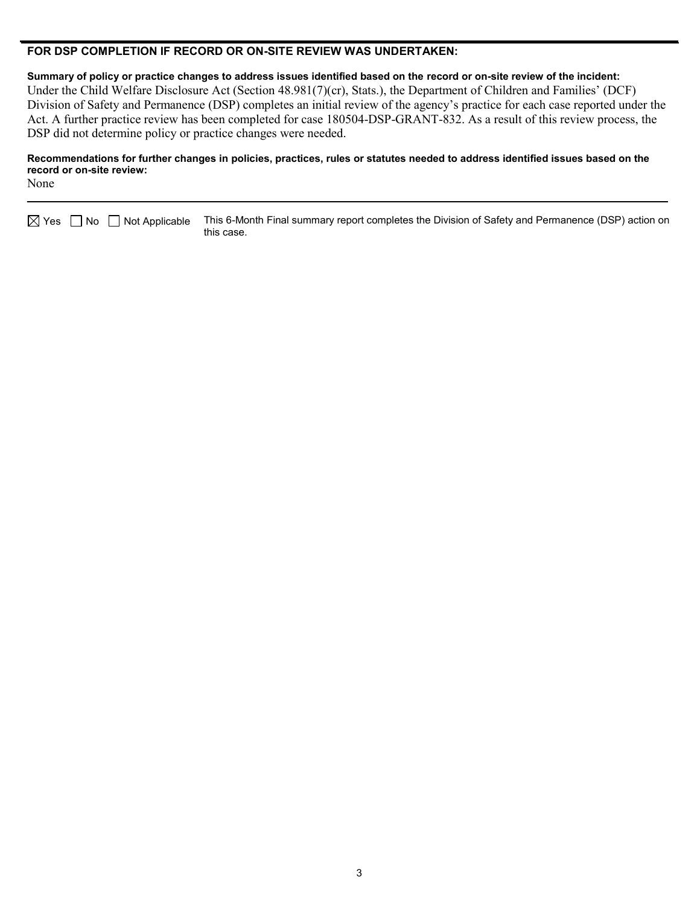**FOR DSP COMPLETION IF RECORD OR ON-SITE REVIEW WAS UNDERTAKEN:**

**Summary of policy or practice changes to address issues identified based on the record or on-site review of the incident:**

Under the Child Welfare Disclosure Act (Section 48.981(7)(cr), Stats.), the Department of Children and Families' (DCF) Division of Safety and Permanence (DSP) completes an initial review of the agency's practice for each case reported under the Act. A further practice review has been completed for case 180504-DSP-GRANT-832. As a result of this review process, the DSP did not determine policy or practice changes were needed.

**Recommendations for further changes in policies, practices, rules or statutes needed to address identified issues based on the record or on-site review:**

None

---

☒ Yes ☐ No ☐ Not Applicable — This 6-Month Final summary report completes the Division of Safety and Permanence (DSP) action on this case.